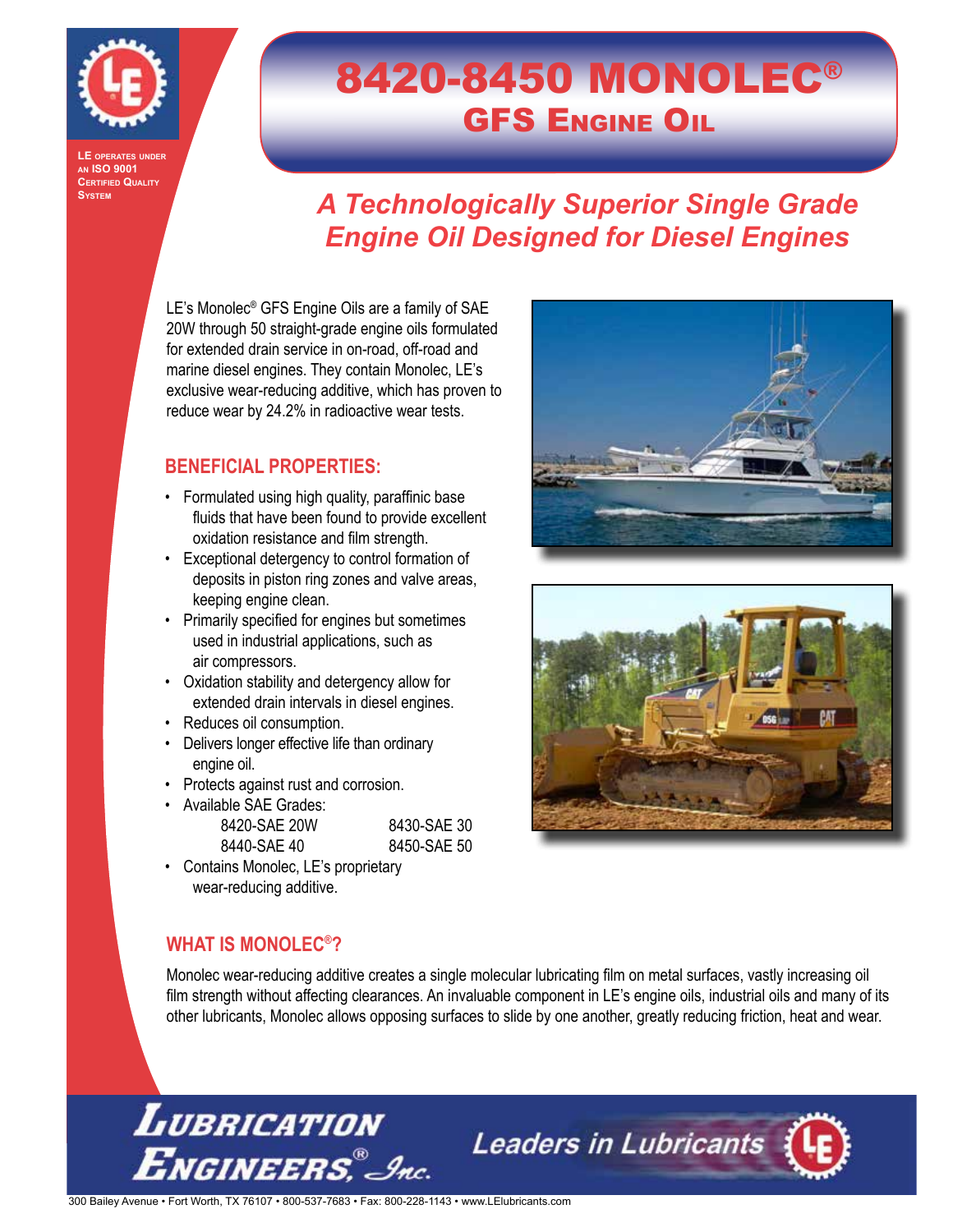LE operates under an ISO 9001 Certified Quality System

# 8420-8450 MONOLEC®

## GFS Engine Oil

### *A Technologically Superior Single Grade Engine Oil Designed for Diesel Engines*

LE's Monolec® GFS Engine Oils are a family of SAE 20W through 50 straight-grade engine oils formulated for extended drain service in on-road, off-road and marine diesel engines. They contain Monolec, LE's exclusive wear-reducing additive, which has proven to reduce wear by 24.2% in radioactive wear tests.

## BENEFICIAL PROPERTIES:

- Formulated using high quality, paraffinic base fluids that have been found to provide excellent oxidation resistance and film strength.
- Exceptional detergency to control formation of deposits in piston ring zones and valve areas, keeping engine clean.
- Primarily specified for engines but sometimes used in industrial applications, such as air compressors.
- Oxidation stability and detergency allow for extended drain intervals in diesel engines.
- Reduces oil consumption.
- Delivers longer effective life than ordinary engine oil.
- Protects against rust and corrosion.
- Available SAE Grades:

| | |
|---|---|
| 8420-SAE 20W | 8430-SAE 30 |
| 8440-SAE 40 | 8450-SAE 50 |

- Contains Monolec, LE's proprietary wear-reducing additive.

## WHAT IS MONOLEC®?

Monolec wear-reducing additive creates a single molecular lubricating film on metal surfaces, vastly increasing oil film strength without affecting clearances. An invaluable component in LE's engine oils, industrial oils and many of its other lubricants, Monolec allows opposing surfaces to slide by one another, greatly reducing friction, heat and wear.

Lubrication Engineers®, Inc. — Leaders in Lubricants

300 Bailey Avenue • Fort Worth, TX 76107 • 800-537-7683 • Fax: 800-228-1143 • www.LElubricants.com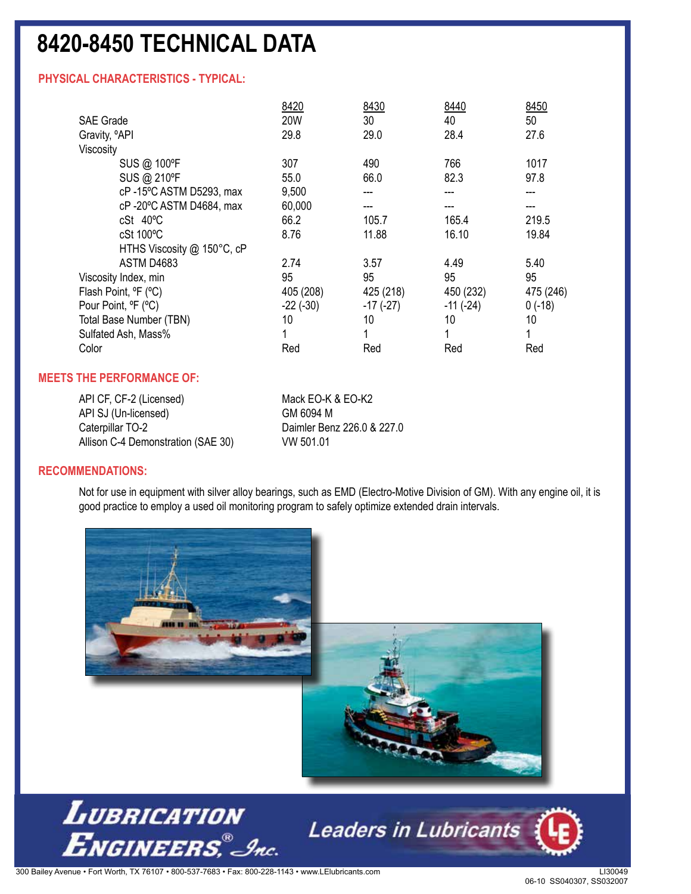# 8420-8450 TECHNICAL DATA

## PHYSICAL CHARACTERISTICS - TYPICAL:

| | 8420 | 8430 | 8440 | 8450 |
|---|---|---|---|---|
| SAE Grade | 20W | 30 | 40 | 50 |
| Gravity, °API | 29.8 | 29.0 | 28.4 | 27.6 |
| Viscosity | | | | |
| SUS @ 100ºF | 307 | 490 | 766 | 1017 |
| SUS @ 210ºF | 55.0 | 66.0 | 82.3 | 97.8 |
| cP -15ºC ASTM D5293, max | 9,500 | --- | --- | --- |
| cP -20ºC ASTM D4684, max | 60,000 | --- | --- | --- |
| cSt 40ºC | 66.2 | 105.7 | 165.4 | 219.5 |
| cSt 100ºC | 8.76 | 11.88 | 16.10 | 19.84 |
| HTHS Viscosity @ 150°C, cP ASTM D4683 | 2.74 | 3.57 | 4.49 | 5.40 |
| Viscosity Index, min | 95 | 95 | 95 | 95 |
| Flash Point, ºF (ºC) | 405 (208) | 425 (218) | 450 (232) | 475 (246) |
| Pour Point, ºF (ºC) | -22 (-30) | -17 (-27) | -11 (-24) | 0 (-18) |
| Total Base Number (TBN) | 10 | 10 | 10 | 10 |
| Sulfated Ash, Mass% | 1 | 1 | 1 | 1 |
| Color | Red | Red | Red | Red |

## MEETS THE PERFORMANCE OF:

- API CF, CF-2 (Licensed)
- API SJ (Un-licensed)
- Caterpillar TO-2
- Allison C-4 Demonstration (SAE 30)
- Mack EO-K & EO-K2
- GM 6094 M
- Daimler Benz 226.0 & 227.0
- VW 501.01

## RECOMMENDATIONS:

Not for use in equipment with silver alloy bearings, such as EMD (Electro-Motive Division of GM). With any engine oil, it is good practice to employ a used oil monitoring program to safely optimize extended drain intervals.

**LUBRICATION ENGINEERS®, Inc.** — Leaders in Lubricants

300 Bailey Avenue • Fort Worth, TX 76107 • 800-537-7683 • Fax: 800-228-1143 • www.LElubricants.com

LI30049
06-10 SS040307, SS032007